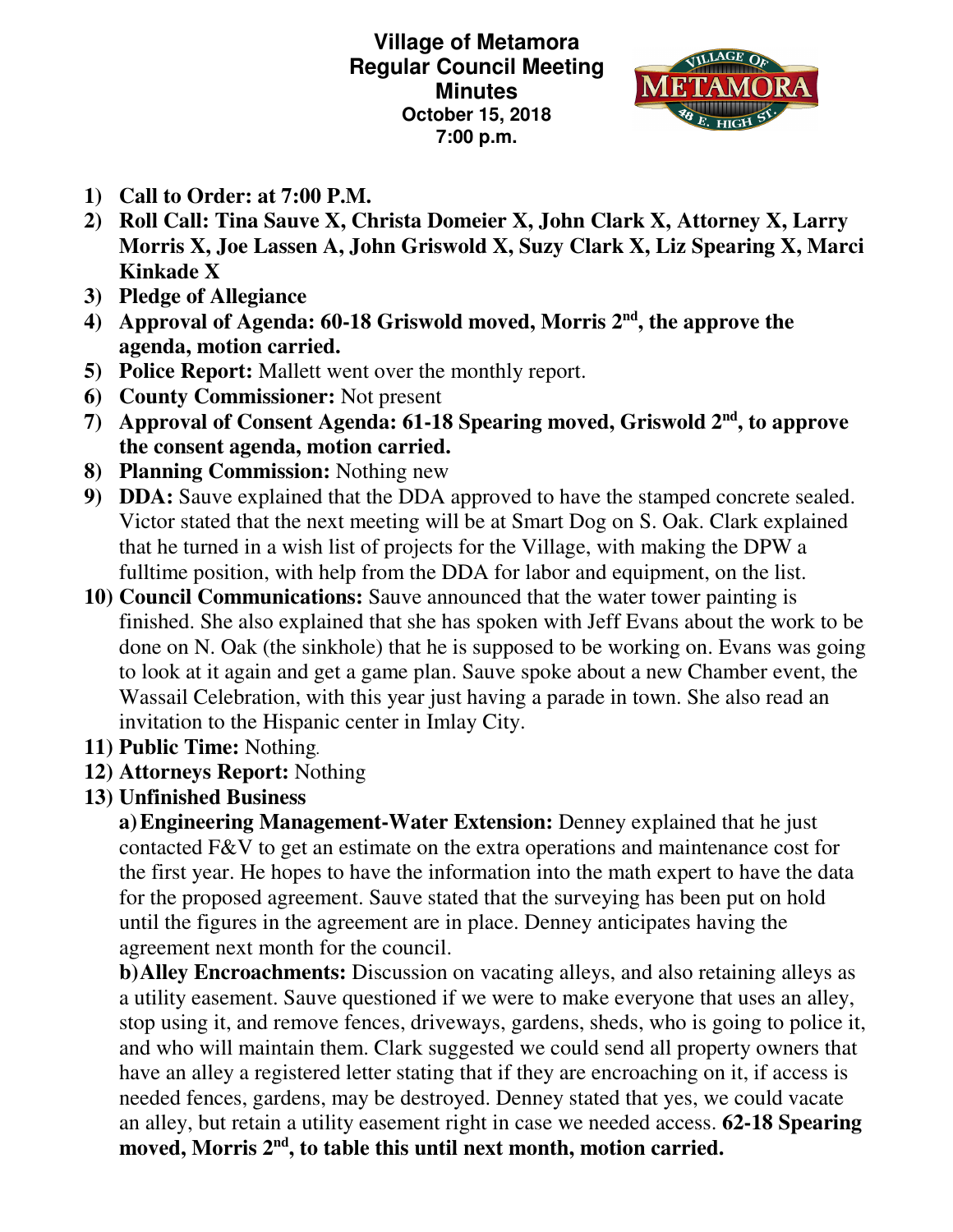# Village of Metamora
## Regular Council Meeting
## Minutes
**October 15, 2018**
**7:00 p.m.**

1) **Call to Order: at 7:00 P.M.**
2) **Roll Call: Tina Sauve X, Christa Domeier X, John Clark X, Attorney X, Larry Morris X, Joe Lassen A, John Griswold X, Suzy Clark X, Liz Spearing X, Marci Kinkade X**
3) **Pledge of Allegiance**
4) **Approval of Agenda: 60-18 Griswold moved, Morris 2nd, the approve the agenda, motion carried.**
5) **Police Report:** Mallett went over the monthly report.
6) **County Commissioner:** Not present
7) **Approval of Consent Agenda: 61-18 Spearing moved, Griswold 2nd, to approve the consent agenda, motion carried.**
8) **Planning Commission:** Nothing new
9) **DDA:** Sauve explained that the DDA approved to have the stamped concrete sealed. Victor stated that the next meeting will be at Smart Dog on S. Oak. Clark explained that he turned in a wish list of projects for the Village, with making the DPW a fulltime position, with help from the DDA for labor and equipment, on the list.
10) **Council Communications:** Sauve announced that the water tower painting is finished. She also explained that she has spoken with Jeff Evans about the work to be done on N. Oak (the sinkhole) that he is supposed to be working on. Evans was going to look at it again and get a game plan. Sauve spoke about a new Chamber event, the Wassail Celebration, with this year just having a parade in town. She also read an invitation to the Hispanic center in Imlay City.
11) **Public Time:** Nothing.
12) **Attorneys Report:** Nothing
13) **Unfinished Business**

    a) **Engineering Management-Water Extension:** Denney explained that he just contacted F&V to get an estimate on the extra operations and maintenance cost for the first year. He hopes to have the information into the math expert to have the data for the proposed agreement. Sauve stated that the surveying has been put on hold until the figures in the agreement are in place. Denney anticipates having the agreement next month for the council.

    b) **Alley Encroachments:** Discussion on vacating alleys, and also retaining alleys as a utility easement. Sauve questioned if we were to make everyone that uses an alley, stop using it, and remove fences, driveways, gardens, sheds, who is going to police it, and who will maintain them. Clark suggested we could send all property owners that have an alley a registered letter stating that if they are encroaching on it, if access is needed fences, gardens, may be destroyed. Denney stated that yes, we could vacate an alley, but retain a utility easement right in case we needed access. **62-18 Spearing moved, Morris 2nd, to table this until next month, motion carried.**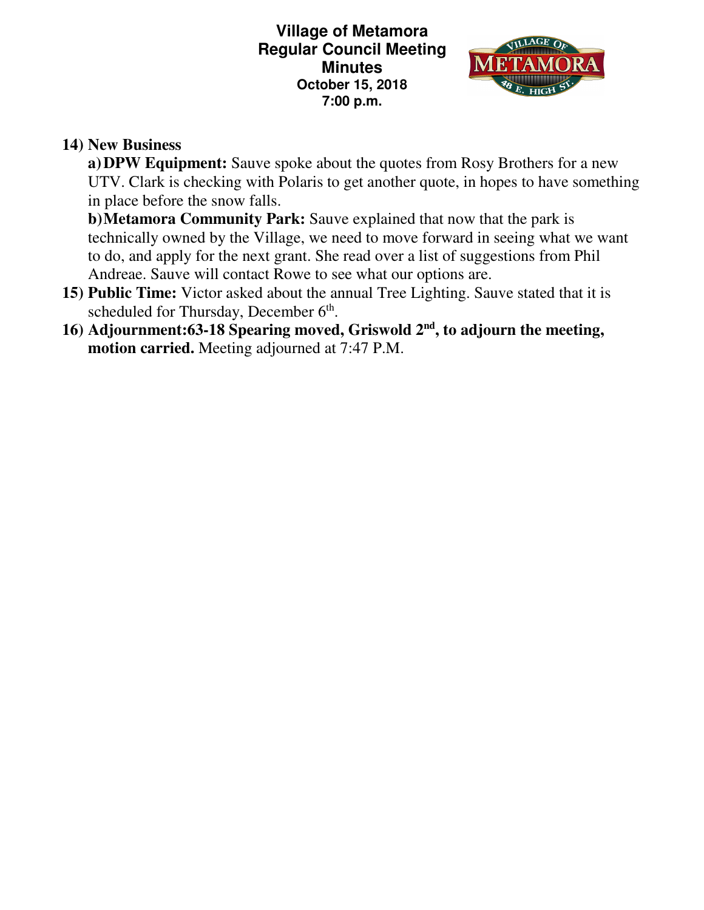**Village of Metamora**
**Regular Council Meeting**
**Minutes**
**October 15, 2018**
**7:00 p.m.**

**14) New Business**

**a) DPW Equipment:** Sauve spoke about the quotes from Rosy Brothers for a new UTV. Clark is checking with Polaris to get another quote, in hopes to have something in place before the snow falls.

**b) Metamora Community Park:** Sauve explained that now that the park is technically owned by the Village, we need to move forward in seeing what we want to do, and apply for the next grant. She read over a list of suggestions from Phil Andreae. Sauve will contact Rowe to see what our options are.

**15) Public Time:** Victor asked about the annual Tree Lighting. Sauve stated that it is scheduled for Thursday, December 6th.

**16) Adjournment:63-18 Spearing moved, Griswold 2nd, to adjourn the meeting, motion carried.** Meeting adjourned at 7:47 P.M.